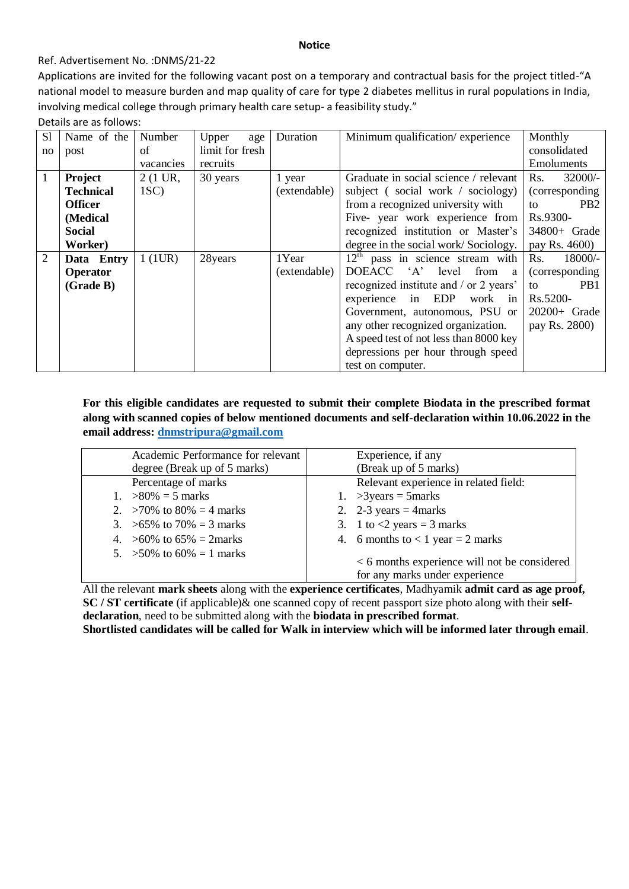**Notice**

Ref. Advertisement No. :DNMS/21-22

Applications are invited for the following vacant post on a temporary and contractual basis for the project titled-"A national model to measure burden and map quality of care for type 2 diabetes mellitus in rural populations in India, involving medical college through primary health care setup- a feasibility study."

Details are as follows:

| Sl no | Name of the post | Number of vacancies | Upper age limit for fresh recruits | Duration | Minimum qualification/ experience | Monthly consolidated Emoluments |
|---|---|---|---|---|---|---|
| 1 | **Project Technical Officer (Medical Social Worker)** | 2 (1 UR, 1SC) | 30 years | 1 year (extendable) | Graduate in social science / relevant subject ( social work / sociology) from a recognized university with Five- year work experience from recognized institution or Master's degree in the social work/ Sociology. | Rs. 32000/- (corresponding to PB2 Rs.9300-34800+ Grade pay Rs. 4600) |
| 2 | **Data Entry Operator (Grade B)** | 1 (1UR) | 28years | 1Year (extendable) | 12th pass in science stream with DOEACC 'A' level from a recognized institute and / or 2 years' experience in EDP work in Government, autonomous, PSU or any other recognized organization. A speed test of not less than 8000 key depressions per hour through speed test on computer. | Rs. 18000/- (corresponding to PB1 Rs.5200-20200+ Grade pay Rs. 2800) |

**For this eligible candidates are requested to submit their complete Biodata in the prescribed format along with scanned copies of below mentioned documents and self-declaration within 10.06.2022 in the email address: dnmstripura@gmail.com**

| Academic Performance for relevant degree (Break up of 5 marks) | Experience, if any (Break up of 5 marks) |
|---|---|
| Percentage of marks<br>1. >80% = 5 marks<br>2. >70% to 80% = 4 marks<br>3. >65% to 70% = 3 marks<br>4. >60% to 65% = 2marks<br>5. >50% to 60% = 1 marks | Relevant experience in related field:<br>1. >3years = 5marks<br>2. 2-3 years = 4marks<br>3. 1 to <2 years = 3 marks<br>4. 6 months to < 1 year = 2 marks<br><br>< 6 months experience will not be considered for any marks under experience |

All the relevant **mark sheets** along with the **experience certificates**, Madhyamik **admit card as age proof, SC / ST certificate** (if applicable)& one scanned copy of recent passport size photo along with their **self-declaration**, need to be submitted along with the **biodata in prescribed format**.

**Shortlisted candidates will be called for Walk in interview which will be informed later through email**.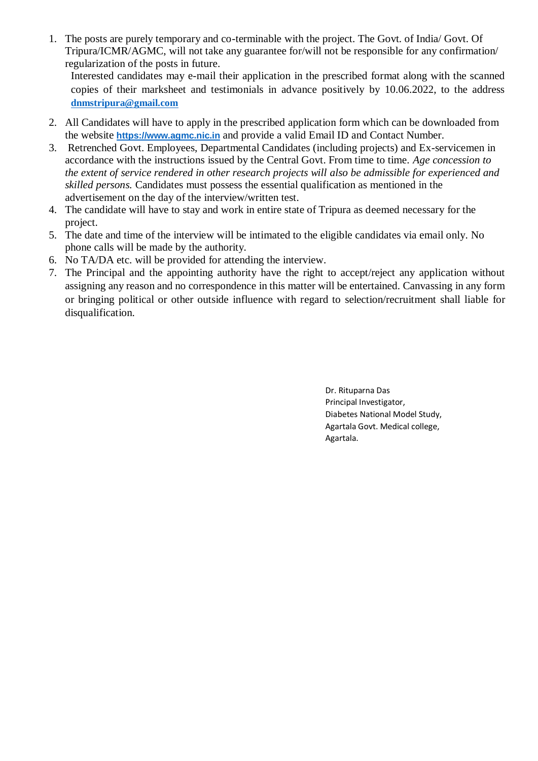1. The posts are purely temporary and co-terminable with the project. The Govt. of India/ Govt. Of Tripura/ICMR/AGMC, will not take any guarantee for/will not be responsible for any confirmation/ regularization of the posts in future.

   Interested candidates may e-mail their application in the prescribed format along with the scanned copies of their marksheet and testimonials in advance positively by 10.06.2022, to the address **dnmstripura@gmail.com**

2. All Candidates will have to apply in the prescribed application form which can be downloaded from the website **https://www.agmc.nic.in** and provide a valid Email ID and Contact Number.
3. Retrenched Govt. Employees, Departmental Candidates (including projects) and Ex-servicemen in accordance with the instructions issued by the Central Govt. From time to time. *Age concession to the extent of service rendered in other research projects will also be admissible for experienced and skilled persons.* Candidates must possess the essential qualification as mentioned in the advertisement on the day of the interview/written test.
4. The candidate will have to stay and work in entire state of Tripura as deemed necessary for the project.
5. The date and time of the interview will be intimated to the eligible candidates via email only. No phone calls will be made by the authority.
6. No TA/DA etc. will be provided for attending the interview.
7. The Principal and the appointing authority have the right to accept/reject any application without assigning any reason and no correspondence in this matter will be entertained. Canvassing in any form or bringing political or other outside influence with regard to selection/recruitment shall liable for disqualification.

Dr. Rituparna Das
Principal Investigator,
Diabetes National Model Study,
Agartala Govt. Medical college,
Agartala.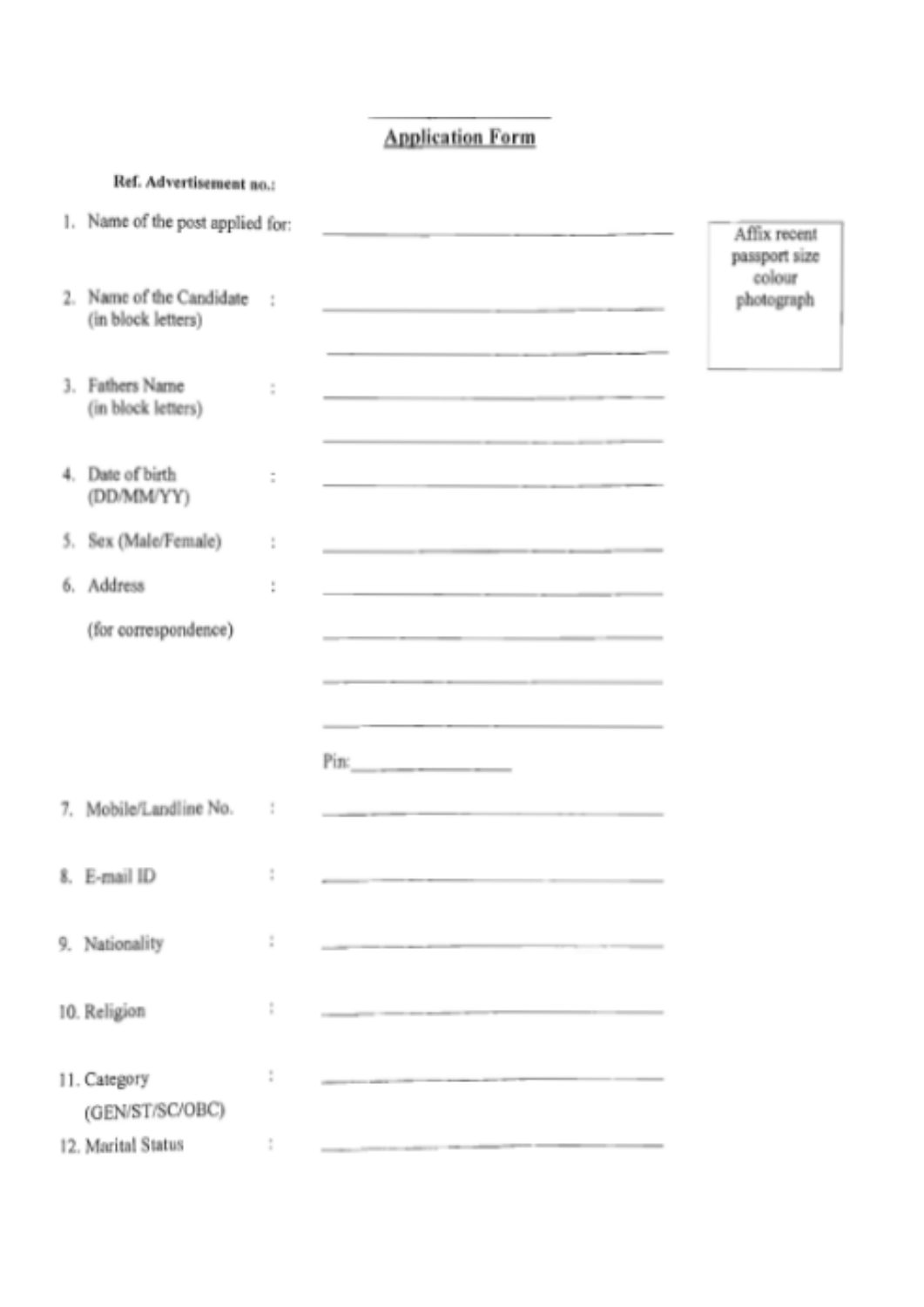## Application Form

**Ref. Advertisement no.:**

1. Name of the post applied for: ______________________

2. Name of the Candidate (in block letters) : ______________________

   ______________________

3. Fathers Name (in block letters) : ______________________

   ______________________

4. Date of birth (DD/MM/YY) : ______________________

5. Sex (Male/Female) : ______________________

6. Address : ______________________

   (for correspondence) ______________________

   ______________________

   ______________________

   Pin: ____________

7. Mobile/Landline No. : ______________________

8. E-mail ID : ______________________

9. Nationality : ______________________

10. Religion : ______________________

11. Category (GEN/ST/SC/OBC) : ______________________

12. Marital Status : ______________________

Affix recent passport size colour photograph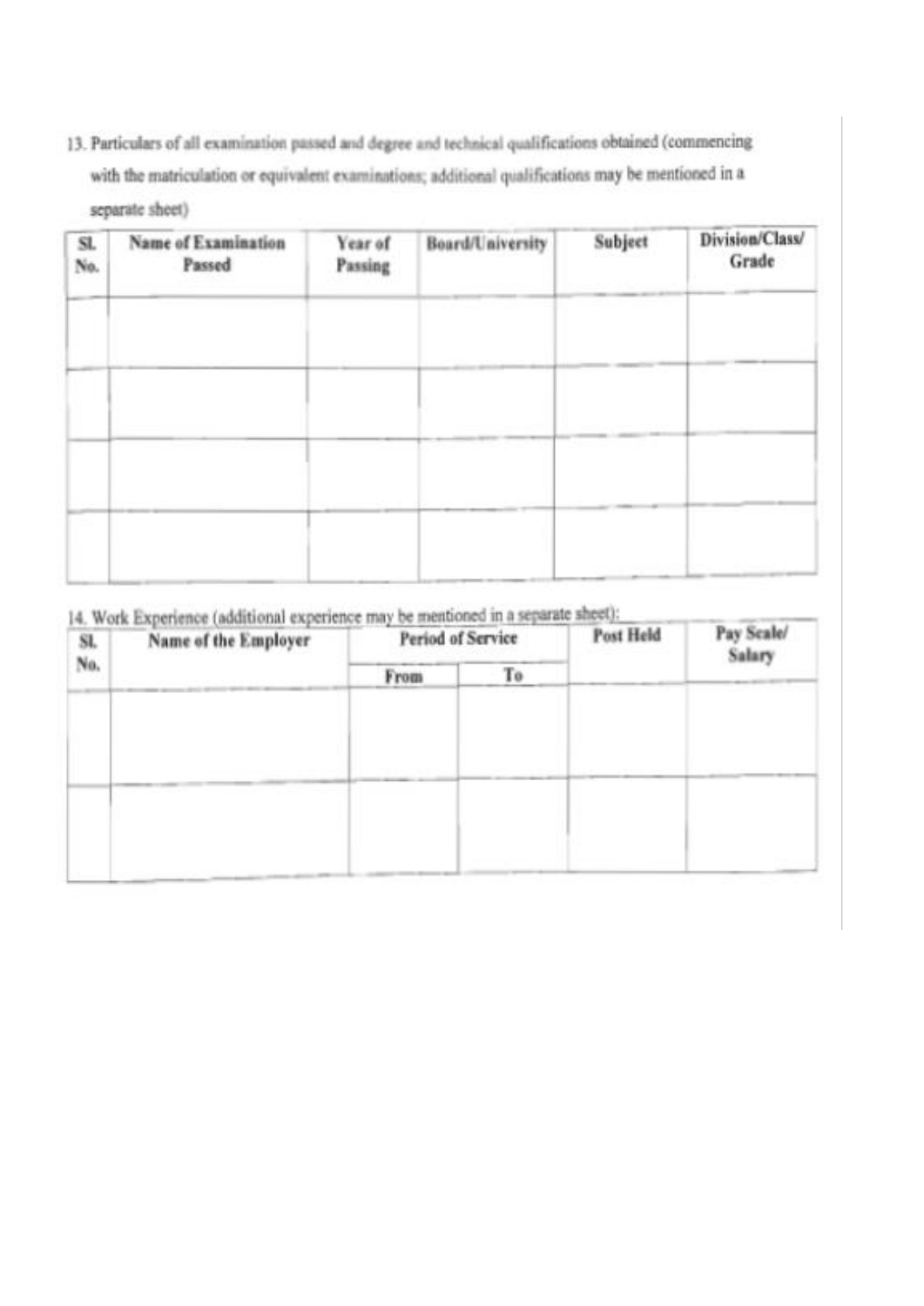13. Particulars of all examination passed and degree and technical qualifications obtained (commencing with the matriculation or equivalent examinations; additional qualifications may be mentioned in a separate sheet)

| Sl. No. | Name of Examination Passed | Year of Passing | Board/University | Subject | Division/Class/ Grade |
|---|---|---|---|---|---|
| | | | | | |
| | | | | | |
| | | | | | |
| | | | | | |

14. Work Experience (additional experience may be mentioned in a separate sheet):

| Sl. No. | Name of the Employer | Period of Service | | Post Held | Pay Scale/ Salary |
|---|---|---|---|---|---|
| | | From | To | | |
| | | | | | |
| | | | | | |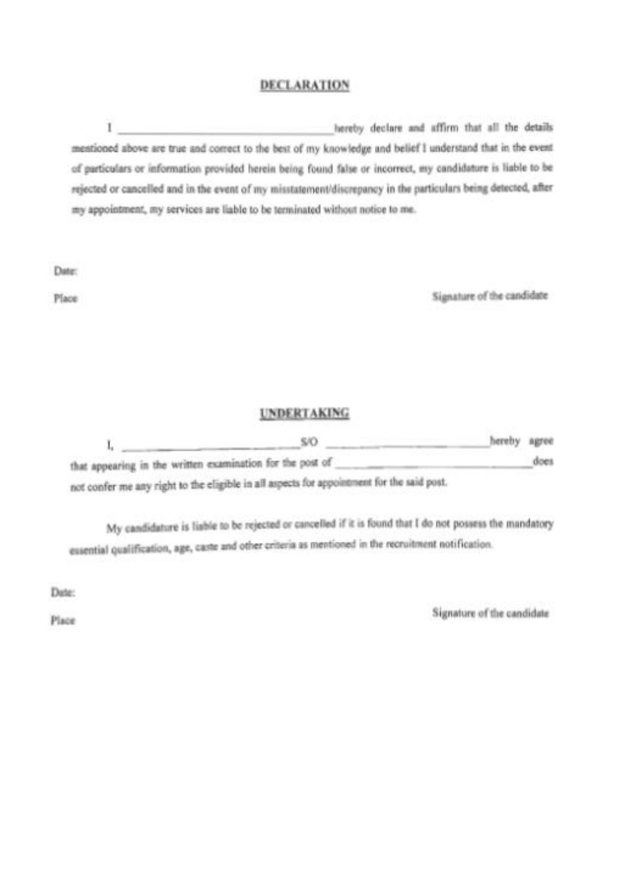## DECLARATION

I ___________________________________ hereby declare and affirm that all the details mentioned above are true and correct to the best of my knowledge and belief I understand that in the event of particulars or information provided herein being found false or incorrect, my candidature is liable to be rejected or cancelled and in the event of my misstatement/discrepancy in the particulars being detected, after my appointment, my services are liable to be terminated without notice to me.

Date:

Place

Signature of the candidate

## UNDERTAKING

I, ______________________________ S/O ______________________________ hereby agree that appearing in the written examination for the post of ______________________________ does not confer me any right to the eligible in all aspects for appointment for the said post.

My candidature is liable to be rejected or cancelled if it is found that I do not possess the mandatory essential qualification, age, caste and other criteria as mentioned in the recruitment notification.

Date:

Place

Signature of the candidate